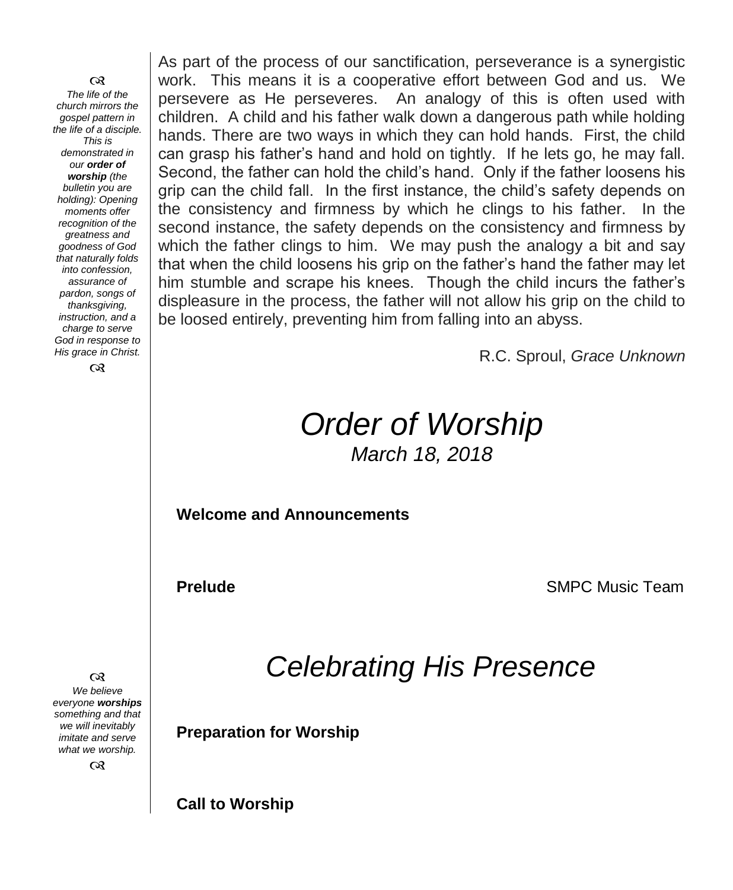As part of the process of our sanctification, perseverance is a synergistic work. This means it is a cooperative effort between God and us. We persevere as He perseveres. An analogy of this is often used with children. A child and his father walk down a dangerous path while holding hands. There are two ways in which they can hold hands. First, the child can grasp his father's hand and hold on tightly. If he lets go, he may fall. Second, the father can hold the child's hand. Only if the father loosens his grip can the child fall. In the first instance, the child's safety depends on the consistency and firmness by which he clings to his father. In the second instance, the safety depends on the consistency and firmness by which the father clings to him. We may push the analogy a bit and say that when the child loosens his grip on the father's hand the father may let him stumble and scrape his knees. Though the child incurs the father's displeasure in the process, the father will not allow his grip on the child to be loosed entirely, preventing him from falling into an abyss.

R.C. Sproul, *Grace Unknown*

> *The life of the church mirrors the gospel pattern in the life of a disciple. This is demonstrated in our **order of worship** (the bulletin you are holding): Opening moments offer recognition of the greatness and goodness of God that naturally folds into confession, assurance of pardon, songs of thanksgiving, instruction, and a charge to serve God in response to His grace in Christ.*

# *Order of Worship*

*March 18, 2018*

**Welcome and Announcements**

**Prelude** SMPC Music Team

## *Celebrating His Presence*

> *We believe everyone **worships** something and that we will inevitably imitate and serve what we worship.*

**Preparation for Worship**

**Call to Worship**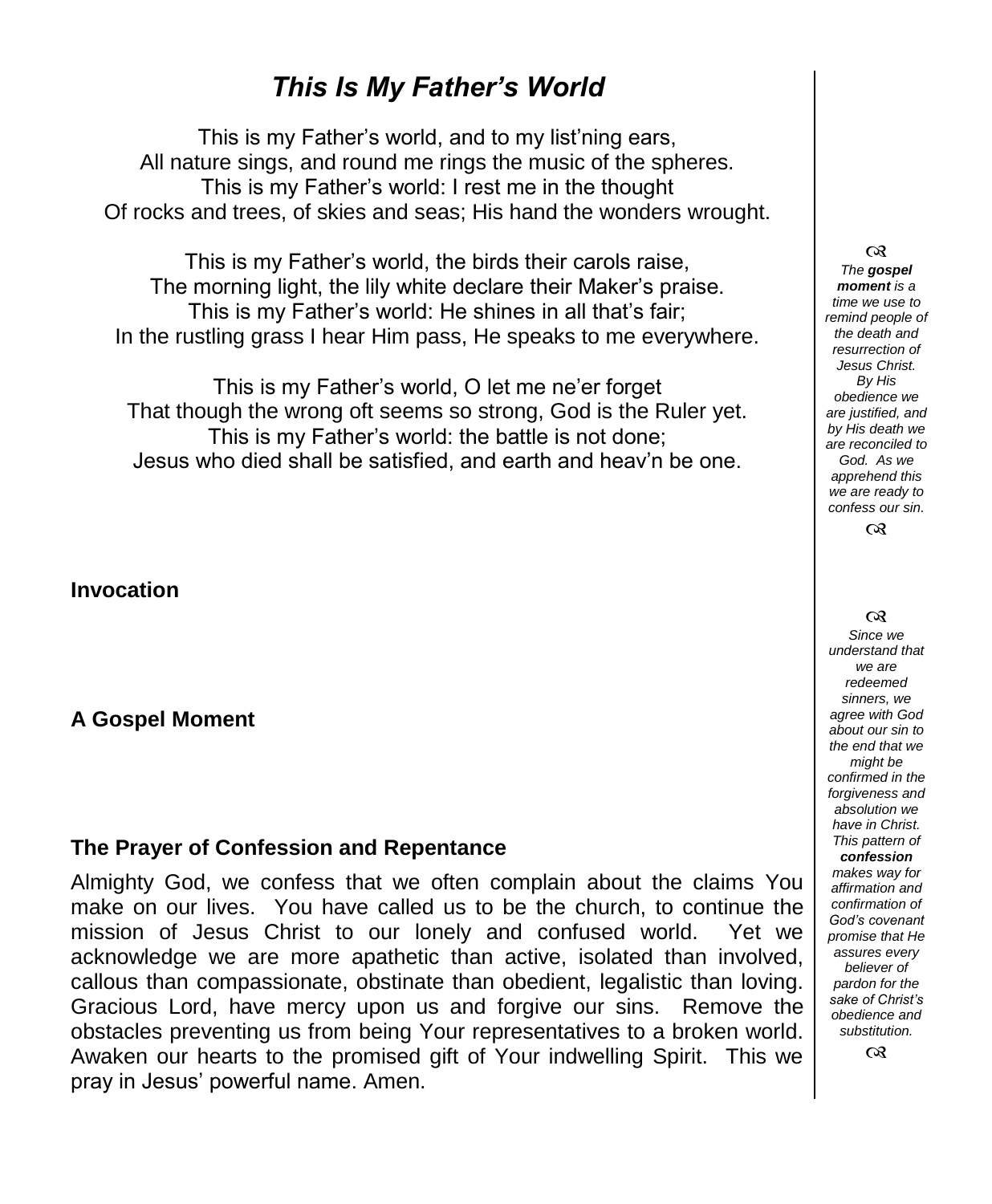# *This Is My Father's World*

This is my Father's world, and to my list'ning ears,
All nature sings, and round me rings the music of the spheres.
This is my Father's world: I rest me in the thought
Of rocks and trees, of skies and seas; His hand the wonders wrought.

This is my Father's world, the birds their carols raise,
The morning light, the lily white declare their Maker's praise.
This is my Father's world: He shines in all that's fair;
In the rustling grass I hear Him pass, He speaks to me everywhere.

This is my Father's world, O let me ne'er forget
That though the wrong oft seems so strong, God is the Ruler yet.
This is my Father's world: the battle is not done;
Jesus who died shall be satisfied, and earth and heav'n be one.

**Invocation**

**A Gospel Moment**

*The **gospel moment** is a time we use to remind people of the death and resurrection of Jesus Christ. By His obedience we are justified, and by His death we are reconciled to God. As we apprehend this we are ready to confess our sin.*

**The Prayer of Confession and Repentance**

Almighty God, we confess that we often complain about the claims You make on our lives. You have called us to be the church, to continue the mission of Jesus Christ to our lonely and confused world. Yet we acknowledge we are more apathetic than active, isolated than involved, callous than compassionate, obstinate than obedient, legalistic than loving. Gracious Lord, have mercy upon us and forgive our sins. Remove the obstacles preventing us from being Your representatives to a broken world. Awaken our hearts to the promised gift of Your indwelling Spirit. This we pray in Jesus' powerful name. Amen.

*Since we understand that we are redeemed sinners, we agree with God about our sin to the end that we might be confirmed in the forgiveness and absolution we have in Christ. This pattern of **confession** makes way for affirmation and confirmation of God's covenant promise that He assures every believer of pardon for the sake of Christ's obedience and substitution.*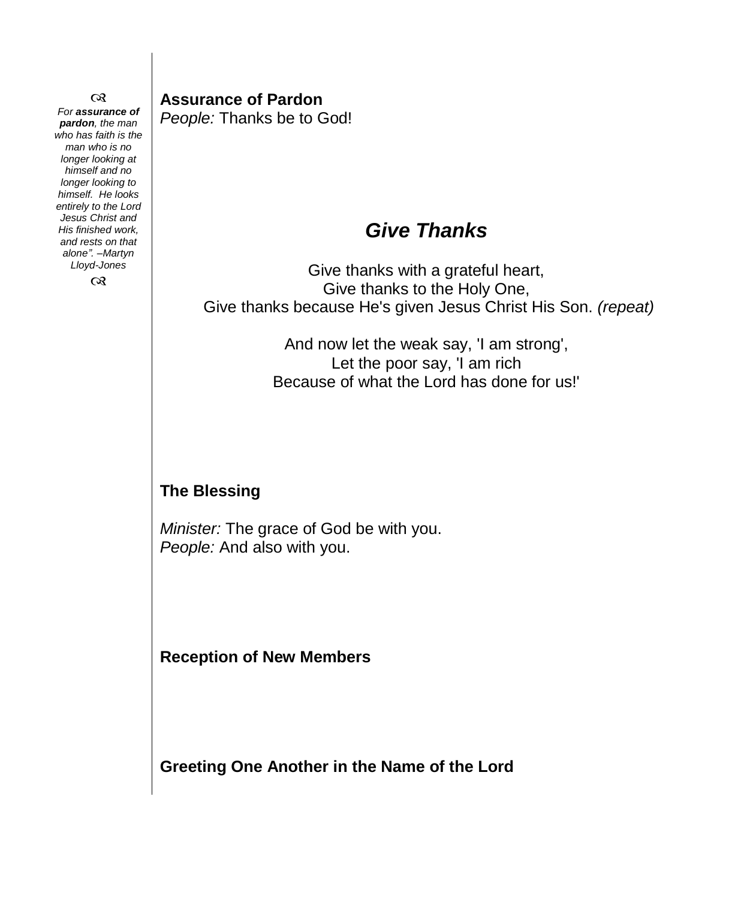ᘓ

*For **assurance of pardon**, the man who has faith is the man who is no longer looking at himself and no longer looking to himself. He looks entirely to the Lord Jesus Christ and His finished work, and rests on that alone". –Martyn Lloyd-Jones*

ᘓ

**Assurance of Pardon**

*People:* Thanks be to God!

## *Give Thanks*

Give thanks with a grateful heart,
Give thanks to the Holy One,
Give thanks because He's given Jesus Christ His Son. *(repeat)*

And now let the weak say, 'I am strong',
Let the poor say, 'I am rich
Because of what the Lord has done for us!'

**The Blessing**

*Minister:* The grace of God be with you.
*People:* And also with you.

**Reception of New Members**

**Greeting One Another in the Name of the Lord**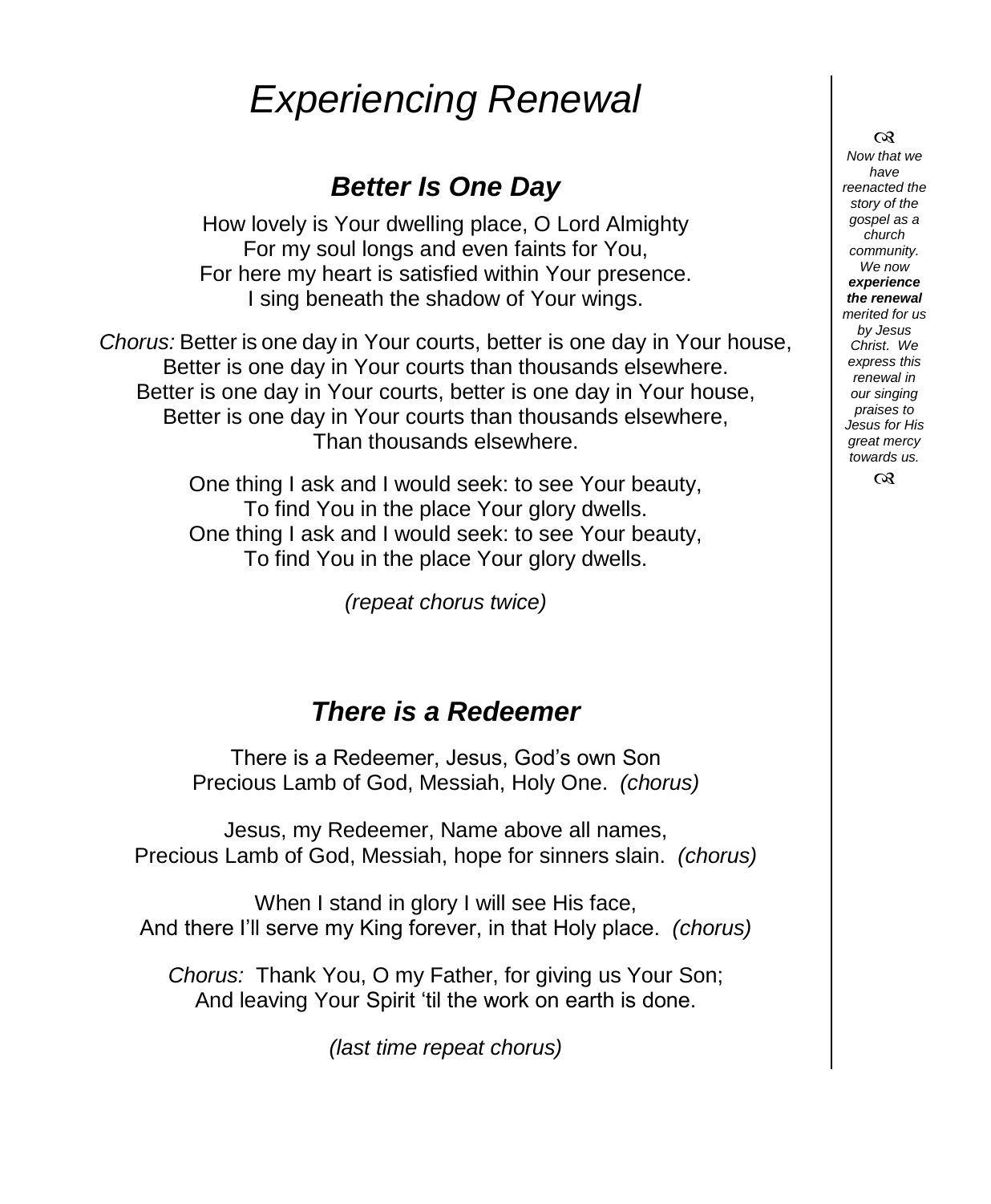# *Experiencing Renewal*

## ***Better Is One Day***

How lovely is Your dwelling place, O Lord Almighty
For my soul longs and even faints for You,
For here my heart is satisfied within Your presence.
I sing beneath the shadow of Your wings.

*Chorus:* Better is one day in Your courts, better is one day in Your house,
Better is one day in Your courts than thousands elsewhere.
Better is one day in Your courts, better is one day in Your house,
Better is one day in Your courts than thousands elsewhere,
Than thousands elsewhere.

One thing I ask and I would seek: to see Your beauty,
To find You in the place Your glory dwells.
One thing I ask and I would seek: to see Your beauty,
To find You in the place Your glory dwells.

*(repeat chorus twice)*

## ***There is a Redeemer***

There is a Redeemer, Jesus, God's own Son
Precious Lamb of God, Messiah, Holy One. *(chorus)*

Jesus, my Redeemer, Name above all names,
Precious Lamb of God, Messiah, hope for sinners slain. *(chorus)*

When I stand in glory I will see His face,
And there I'll serve my King forever, in that Holy place. *(chorus)*

*Chorus:* Thank You, O my Father, for giving us Your Son;
And leaving Your Spirit 'til the work on earth is done.

*(last time repeat chorus)*

---

*Now that we have reenacted the story of the gospel as a church community. We now* ***experience the renewal*** *merited for us by Jesus Christ. We express this renewal in our singing praises to Jesus for His great mercy towards us.*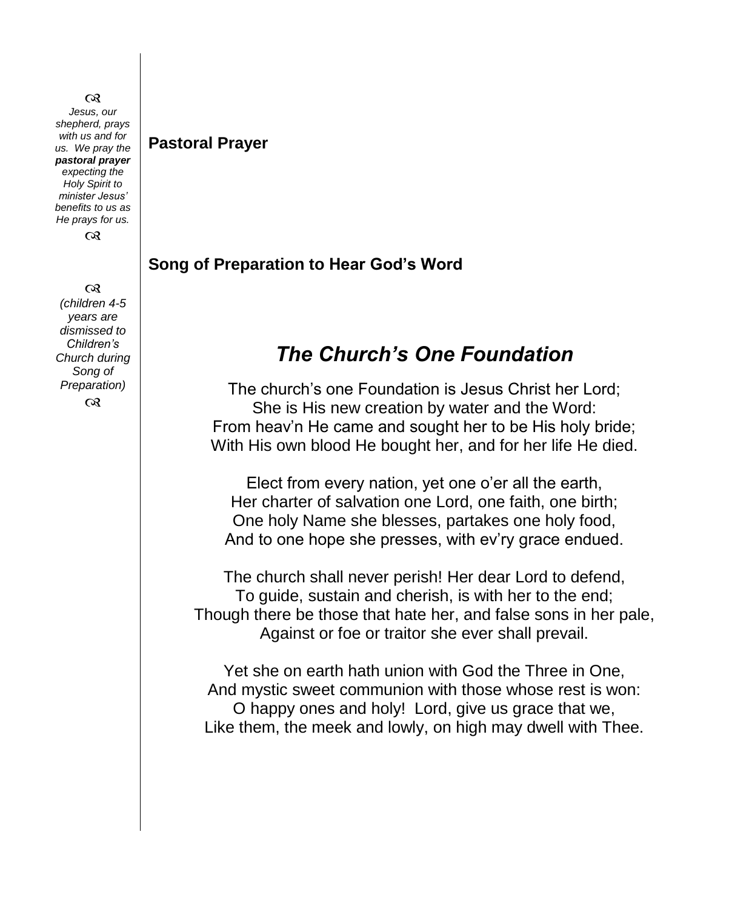☙

*Jesus, our shepherd, prays with us and for us. We pray the **pastoral prayer** expecting the Holy Spirit to minister Jesus' benefits to us as He prays for us.*

☙

**Pastoral Prayer**

**Song of Preparation to Hear God's Word**

☙

*(children 4-5 years are dismissed to Children's Church during Song of Preparation)*

☙

## *The Church's One Foundation*

The church's one Foundation is Jesus Christ her Lord;
She is His new creation by water and the Word:
From heav'n He came and sought her to be His holy bride;
With His own blood He bought her, and for her life He died.

Elect from every nation, yet one o'er all the earth,
Her charter of salvation one Lord, one faith, one birth;
One holy Name she blesses, partakes one holy food,
And to one hope she presses, with ev'ry grace endued.

The church shall never perish! Her dear Lord to defend,
To guide, sustain and cherish, is with her to the end;
Though there be those that hate her, and false sons in her pale,
Against or foe or traitor she ever shall prevail.

Yet she on earth hath union with God the Three in One,
And mystic sweet communion with those whose rest is won:
O happy ones and holy! Lord, give us grace that we,
Like them, the meek and lowly, on high may dwell with Thee.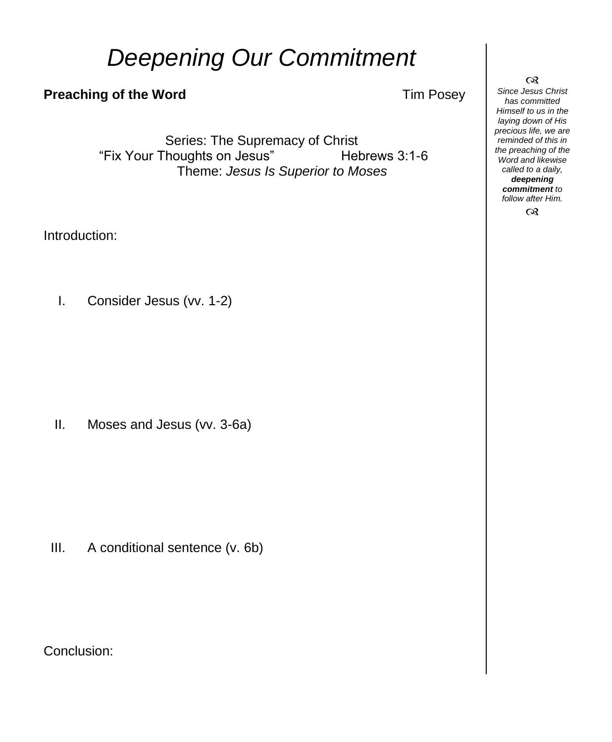# *Deepening Our Commitment*

**Preaching of the Word** Tim Posey

Series: The Supremacy of Christ
“Fix Your Thoughts on Jesus” Hebrews 3:1-6
Theme: *Jesus Is Superior to Moses*

Introduction:

I. Consider Jesus (vv. 1-2)

II. Moses and Jesus (vv. 3-6a)

III. A conditional sentence (v. 6b)

Conclusion:

*Since Jesus Christ has committed Himself to us in the laying down of His precious life, we are reminded of this in the preaching of the Word and likewise called to a daily,* ***deepening commitment*** *to follow after Him.*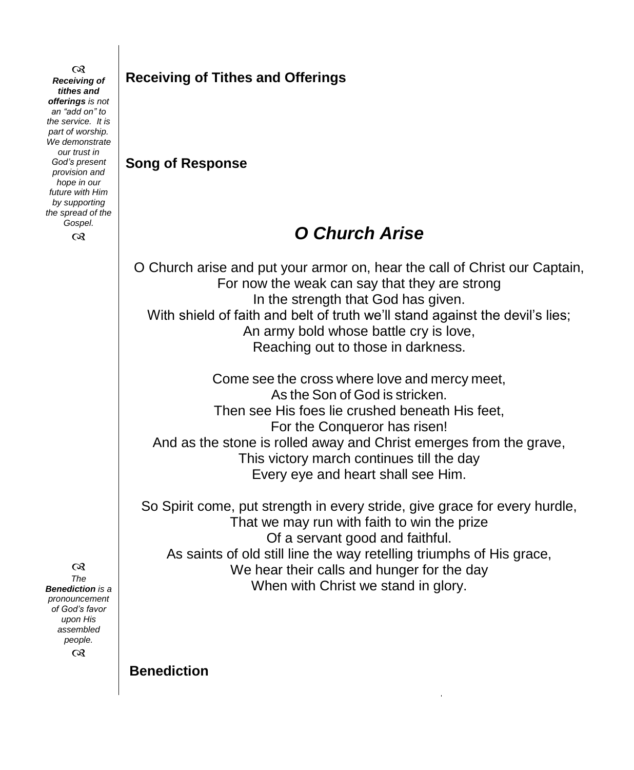*Receiving of tithes and offerings is not an "add on" to the service. It is part of worship. We demonstrate our trust in God's present provision and hope in our future with Him by supporting the spread of the Gospel.*

**Receiving of Tithes and Offerings**

**Song of Response**

## *O Church Arise*

O Church arise and put your armor on, hear the call of Christ our Captain,
For now the weak can say that they are strong
In the strength that God has given.
With shield of faith and belt of truth we'll stand against the devil's lies;
An army bold whose battle cry is love,
Reaching out to those in darkness.

Come see the cross where love and mercy meet,
As the Son of God is stricken.
Then see His foes lie crushed beneath His feet,
For the Conqueror has risen!
And as the stone is rolled away and Christ emerges from the grave,
This victory march continues till the day
Every eye and heart shall see Him.

So Spirit come, put strength in every stride, give grace for every hurdle,
That we may run with faith to win the prize
Of a servant good and faithful.
As saints of old still line the way retelling triumphs of His grace,
We hear their calls and hunger for the day
When with Christ we stand in glory.

*The **Benediction** is a pronouncement of God's favor upon His assembled people.*

**Benediction**